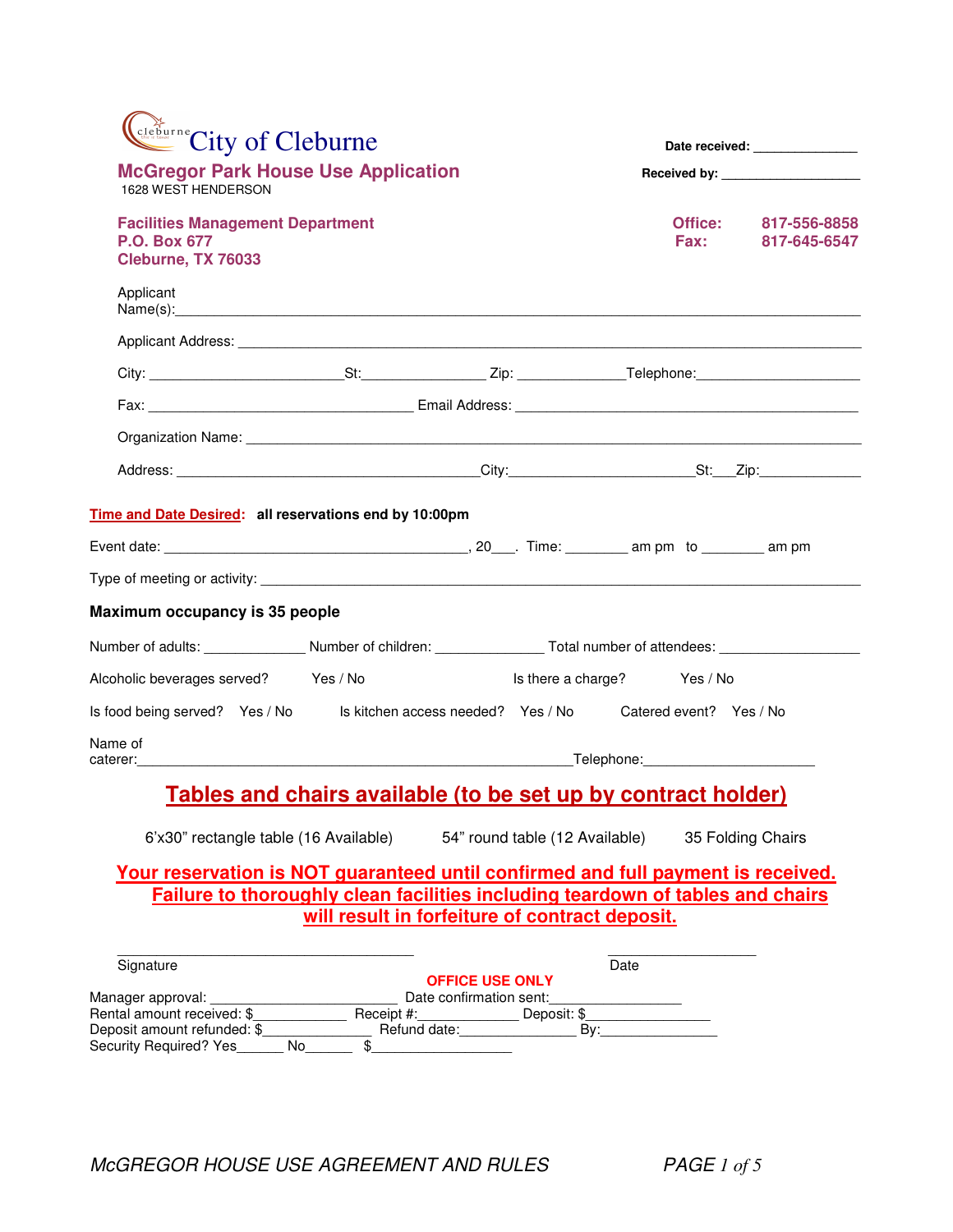# City of Cleburne

## McGregor Park House Use Application

1628 WEST HENDERSON

Date received: ______________

Received by: ___________________

**Facilities Management Department**
**P.O. Box 677**
**Cleburne, TX 76033**

**Office:** 817-556-8858
**Fax:** 817-645-6547

Applicant Name(s):_______________________________________________

Applicant Address: _______________________________________________

City: ________________ St:____________ Zip: __________ Telephone:________________

Fax: ________________________ Email Address: ________________________________

Organization Name: _______________________________________________

Address: ______________________________ City:__________________ St:___ Zip:__________

**Time and Date Desired:** **all reservations end by 10:00pm**

Event date: ______________________________, 20___. Time: ________ am pm to ________ am pm

Type of meeting or activity: _______________________________________________

**Maximum occupancy is 35 people**

Number of adults: __________ Number of children: __________ Total number of attendees: ______________

Alcoholic beverages served? Yes / No Is there a charge? Yes / No

Is food being served? Yes / No Is kitchen access needed? Yes / No Catered event? Yes / No

Name of caterer:__________________________________________ Telephone:__________________

## Tables and chairs available (to be set up by contract holder)

6'x30" rectangle table (16 Available) 54" round table (12 Available) 35 Folding Chairs

**Your reservation is NOT guaranteed until confirmed and full payment is received.**
**Failure to thoroughly clean facilities including teardown of tables and chairs will result in forfeiture of contract deposit.**

_______________________________ ________________
Signature Date

**OFFICE USE ONLY**

Manager approval: ____________________ Date confirmation sent:_______________
Rental amount received: $__________ Receipt #:___________ Deposit: $______________
Deposit amount refunded: $____________ Refund date:_____________ By:______________
Security Required? Yes______ No______ $_________________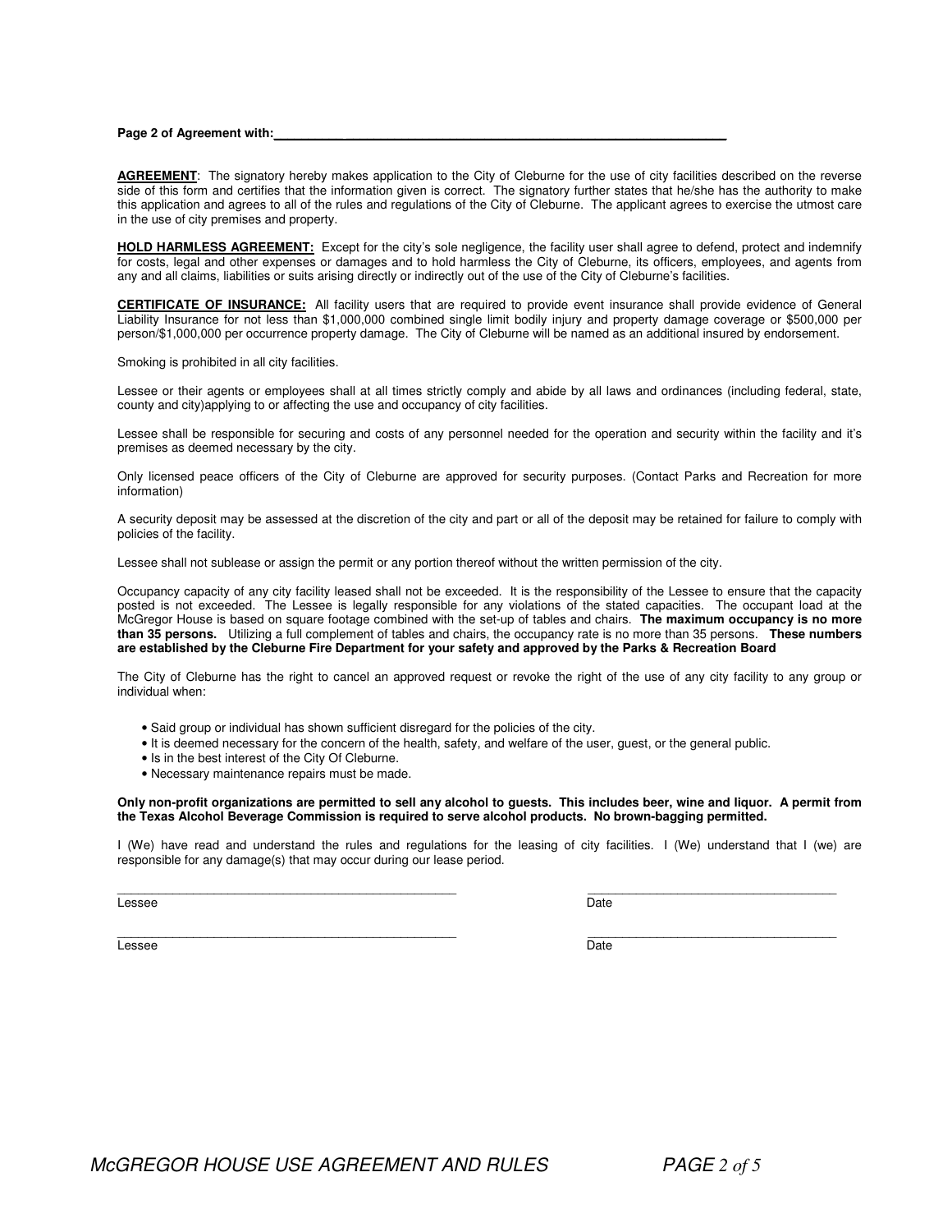**Page 2 of Agreement with:**\_\_\_\_\_\_\_\_\_\_\_\_\_\_\_\_\_\_\_\_\_\_\_\_\_\_\_\_\_\_\_\_\_\_\_\_\_\_\_\_\_\_\_\_\_\_\_\_\_\_\_\_\_\_\_\_\_\_\_\_

**AGREEMENT**: The signatory hereby makes application to the City of Cleburne for the use of city facilities described on the reverse side of this form and certifies that the information given is correct. The signatory further states that he/she has the authority to make this application and agrees to all of the rules and regulations of the City of Cleburne. The applicant agrees to exercise the utmost care in the use of city premises and property.

**HOLD HARMLESS AGREEMENT:** Except for the city's sole negligence, the facility user shall agree to defend, protect and indemnify for costs, legal and other expenses or damages and to hold harmless the City of Cleburne, its officers, employees, and agents from any and all claims, liabilities or suits arising directly or indirectly out of the use of the City of Cleburne's facilities.

**CERTIFICATE OF INSURANCE:** All facility users that are required to provide event insurance shall provide evidence of General Liability Insurance for not less than $1,000,000 combined single limit bodily injury and property damage coverage or $500,000 per person/$1,000,000 per occurrence property damage. The City of Cleburne will be named as an additional insured by endorsement.

Smoking is prohibited in all city facilities.

Lessee or their agents or employees shall at all times strictly comply and abide by all laws and ordinances (including federal, state, county and city)applying to or affecting the use and occupancy of city facilities.

Lessee shall be responsible for securing and costs of any personnel needed for the operation and security within the facility and it's premises as deemed necessary by the city.

Only licensed peace officers of the City of Cleburne are approved for security purposes. (Contact Parks and Recreation for more information)

A security deposit may be assessed at the discretion of the city and part or all of the deposit may be retained for failure to comply with policies of the facility.

Lessee shall not sublease or assign the permit or any portion thereof without the written permission of the city.

Occupancy capacity of any city facility leased shall not be exceeded. It is the responsibility of the Lessee to ensure that the capacity posted is not exceeded. The Lessee is legally responsible for any violations of the stated capacities. The occupant load at the McGregor House is based on square footage combined with the set-up of tables and chairs. **The maximum occupancy is no more than 35 persons.** Utilizing a full complement of tables and chairs, the occupancy rate is no more than 35 persons. **These numbers are established by the Cleburne Fire Department for your safety and approved by the Parks & Recreation Board**

The City of Cleburne has the right to cancel an approved request or revoke the right of the use of any city facility to any group or individual when:

- Said group or individual has shown sufficient disregard for the policies of the city.
- It is deemed necessary for the concern of the health, safety, and welfare of the user, guest, or the general public.
- Is in the best interest of the City Of Cleburne.
- Necessary maintenance repairs must be made.

**Only non-profit organizations are permitted to sell any alcohol to guests. This includes beer, wine and liquor. A permit from the Texas Alcohol Beverage Commission is required to serve alcohol products. No brown-bagging permitted.**

I (We) have read and understand the rules and regulations for the leasing of city facilities. I (We) understand that I (we) are responsible for any damage(s) that may occur during our lease period.

\_\_\_\_\_\_\_\_\_\_\_\_\_\_\_\_\_\_\_\_\_\_\_\_\_\_\_\_\_\_\_\_\_\_\_\_\_\_\_\_ \_\_\_\_\_\_\_\_\_\_\_\_\_\_\_\_\_\_\_\_\_\_\_\_\_\_\_\_\_\_
Lessee Date

\_\_\_\_\_\_\_\_\_\_\_\_\_\_\_\_\_\_\_\_\_\_\_\_\_\_\_\_\_\_\_\_\_\_\_\_\_\_\_\_ \_\_\_\_\_\_\_\_\_\_\_\_\_\_\_\_\_\_\_\_\_\_\_\_\_\_\_\_\_\_
Lessee Date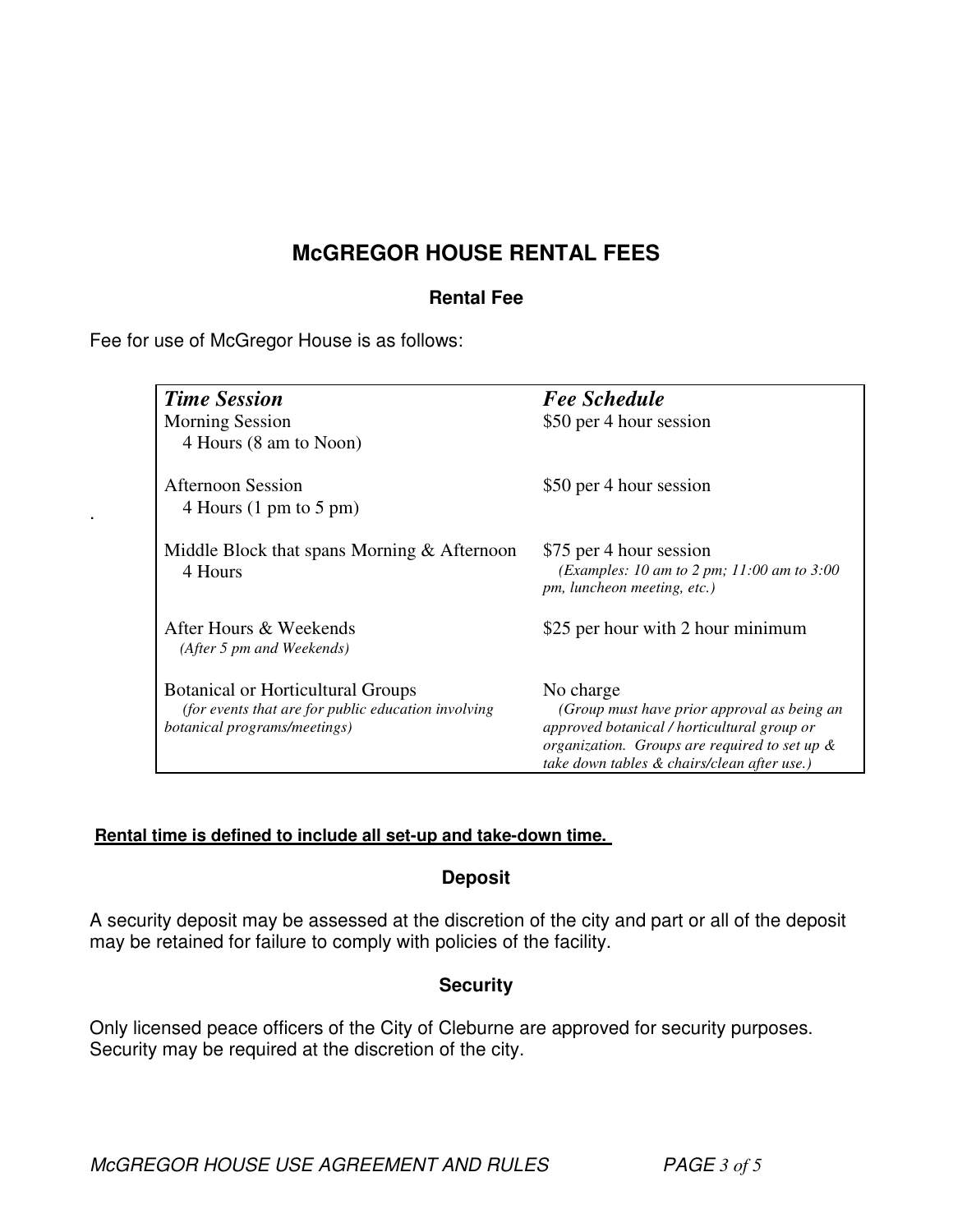# McGREGOR HOUSE RENTAL FEES

## Rental Fee

Fee for use of McGregor House is as follows:

| *Time Session* | *Fee Schedule* |
|---|---|
| Morning Session<br>4 Hours (8 am to Noon) | $50 per 4 hour session |
| Afternoon Session<br>4 Hours (1 pm to 5 pm) | $50 per 4 hour session |
| Middle Block that spans Morning & Afternoon<br>4 Hours | $75 per 4 hour session<br>*(Examples: 10 am to 2 pm; 11:00 am to 3:00 pm, luncheon meeting, etc.)* |
| After Hours & Weekends<br>*(After 5 pm and Weekends)* | $25 per hour with 2 hour minimum |
| Botanical or Horticultural Groups<br>*(for events that are for public education involving botanical programs/meetings)* | No charge<br>*(Group must have prior approval as being an approved botanical / horticultural group or organization. Groups are required to set up & take down tables & chairs/clean after use.)* |

**Rental time is defined to include all set-up and take-down time.**

## Deposit

A security deposit may be assessed at the discretion of the city and part or all of the deposit may be retained for failure to comply with policies of the facility.

## Security

Only licensed peace officers of the City of Cleburne are approved for security purposes. Security may be required at the discretion of the city.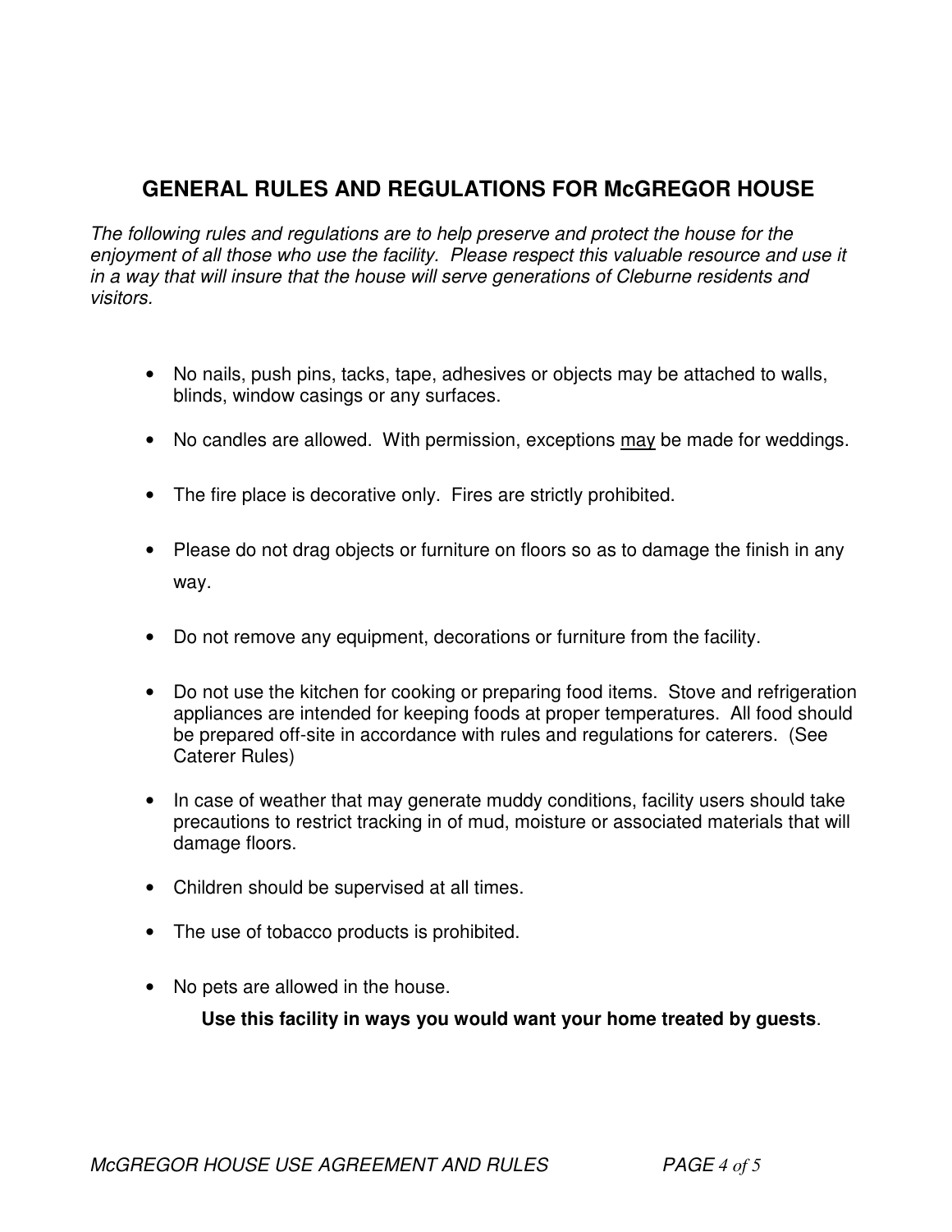## GENERAL RULES AND REGULATIONS FOR McGREGOR HOUSE

*The following rules and regulations are to help preserve and protect the house for the enjoyment of all those who use the facility. Please respect this valuable resource and use it in a way that will insure that the house will serve generations of Cleburne residents and visitors.*

- No nails, push pins, tacks, tape, adhesives or objects may be attached to walls, blinds, window casings or any surfaces.
- No candles are allowed. With permission, exceptions <u>may</u> be made for weddings.
- The fire place is decorative only. Fires are strictly prohibited.
- Please do not drag objects or furniture on floors so as to damage the finish in any way.
- Do not remove any equipment, decorations or furniture from the facility.
- Do not use the kitchen for cooking or preparing food items. Stove and refrigeration appliances are intended for keeping foods at proper temperatures. All food should be prepared off-site in accordance with rules and regulations for caterers. (See Caterer Rules)
- In case of weather that may generate muddy conditions, facility users should take precautions to restrict tracking in of mud, moisture or associated materials that will damage floors.
- Children should be supervised at all times.
- The use of tobacco products is prohibited.
- No pets are allowed in the house.

**Use this facility in ways you would want your home treated by guests**.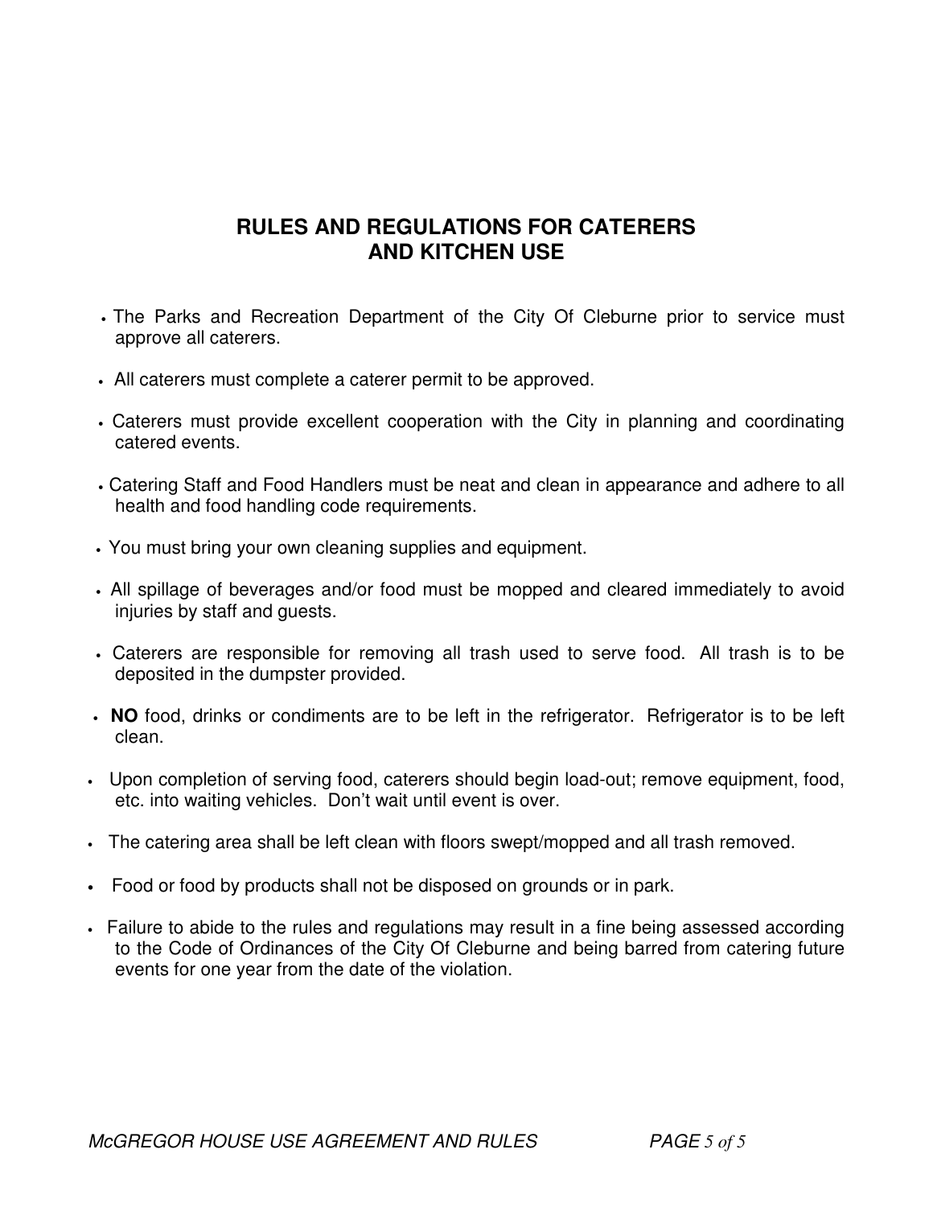# RULES AND REGULATIONS FOR CATERERS AND KITCHEN USE

- The Parks and Recreation Department of the City Of Cleburne prior to service must approve all caterers.
- All caterers must complete a caterer permit to be approved.
- Caterers must provide excellent cooperation with the City in planning and coordinating catered events.
- Catering Staff and Food Handlers must be neat and clean in appearance and adhere to all health and food handling code requirements.
- You must bring your own cleaning supplies and equipment.
- All spillage of beverages and/or food must be mopped and cleared immediately to avoid injuries by staff and guests.
- Caterers are responsible for removing all trash used to serve food. All trash is to be deposited in the dumpster provided.
- **NO** food, drinks or condiments are to be left in the refrigerator. Refrigerator is to be left clean.
- Upon completion of serving food, caterers should begin load-out; remove equipment, food, etc. into waiting vehicles. Don't wait until event is over.
- The catering area shall be left clean with floors swept/mopped and all trash removed.
- Food or food by products shall not be disposed on grounds or in park.
- Failure to abide to the rules and regulations may result in a fine being assessed according to the Code of Ordinances of the City Of Cleburne and being barred from catering future events for one year from the date of the violation.